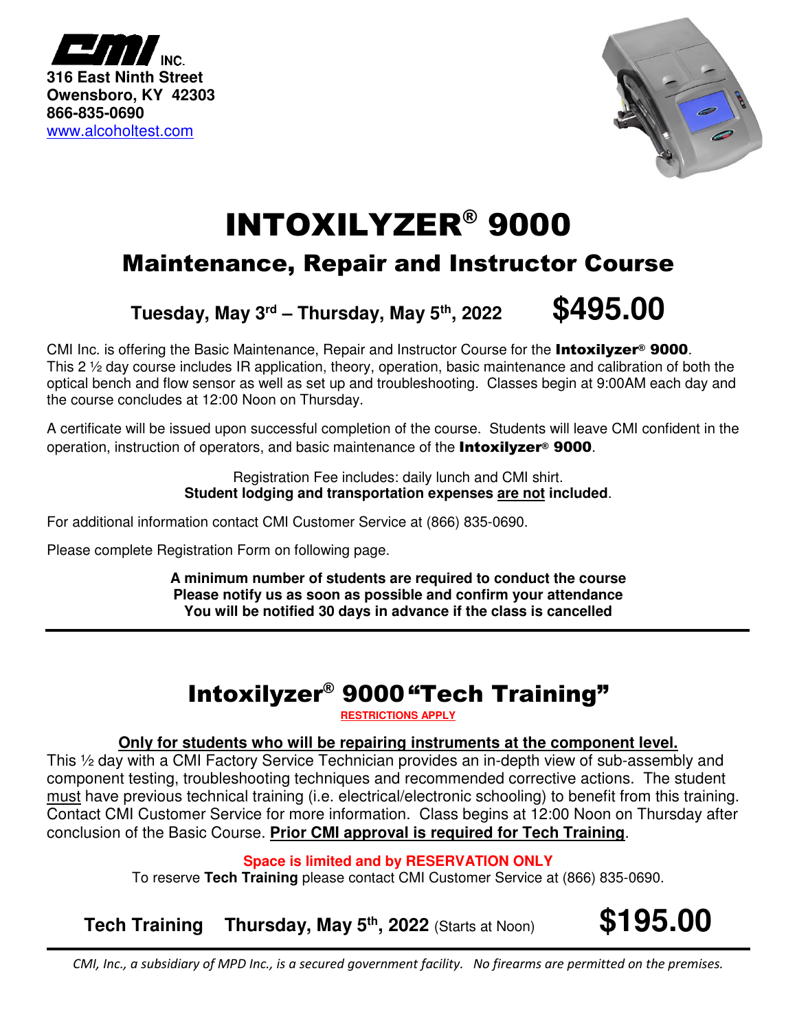CMI INC.
**316 East Ninth Street**
**Owensboro, KY 42303**
**866-835-0690**
www.alcoholtest.com

# INTOXILYZER® 9000

## Maintenance, Repair and Instructor Course

**Tuesday, May 3rd – Thursday, May 5th, 2022** **$495.00**

CMI Inc. is offering the Basic Maintenance, Repair and Instructor Course for the **Intoxilyzer® 9000**. This 2 ½ day course includes IR application, theory, operation, basic maintenance and calibration of both the optical bench and flow sensor as well as set up and troubleshooting. Classes begin at 9:00AM each day and the course concludes at 12:00 Noon on Thursday.

A certificate will be issued upon successful completion of the course. Students will leave CMI confident in the operation, instruction of operators, and basic maintenance of the **Intoxilyzer® 9000**.

Registration Fee includes: daily lunch and CMI shirt.
**Student lodging and transportation expenses <u>are not</u> included**.

For additional information contact CMI Customer Service at (866) 835-0690.

Please complete Registration Form on following page.

**A minimum number of students are required to conduct the course**
**Please notify us as soon as possible and confirm your attendance**
**You will be notified 30 days in advance if the class is cancelled**

---

## Intoxilyzer® 9000 "Tech Training"

**RESTRICTIONS APPLY**

**<u>Only for students who will be repairing instruments at the component level.</u>**

This ½ day with a CMI Factory Service Technician provides an in-depth view of sub-assembly and component testing, troubleshooting techniques and recommended corrective actions. The student <u>must</u> have previous technical training (i.e. electrical/electronic schooling) to benefit from this training. Contact CMI Customer Service for more information. Class begins at 12:00 Noon on Thursday after conclusion of the Basic Course. **<u>Prior CMI approval is required for Tech Training</u>**.

**Space is limited and by RESERVATION ONLY**
To reserve **Tech Training** please contact CMI Customer Service at (866) 835-0690.

**Tech Training** **Thursday, May 5th, 2022** (Starts at Noon) **$195.00**

---

*CMI, Inc., a subsidiary of MPD Inc., is a secured government facility. No firearms are permitted on the premises.*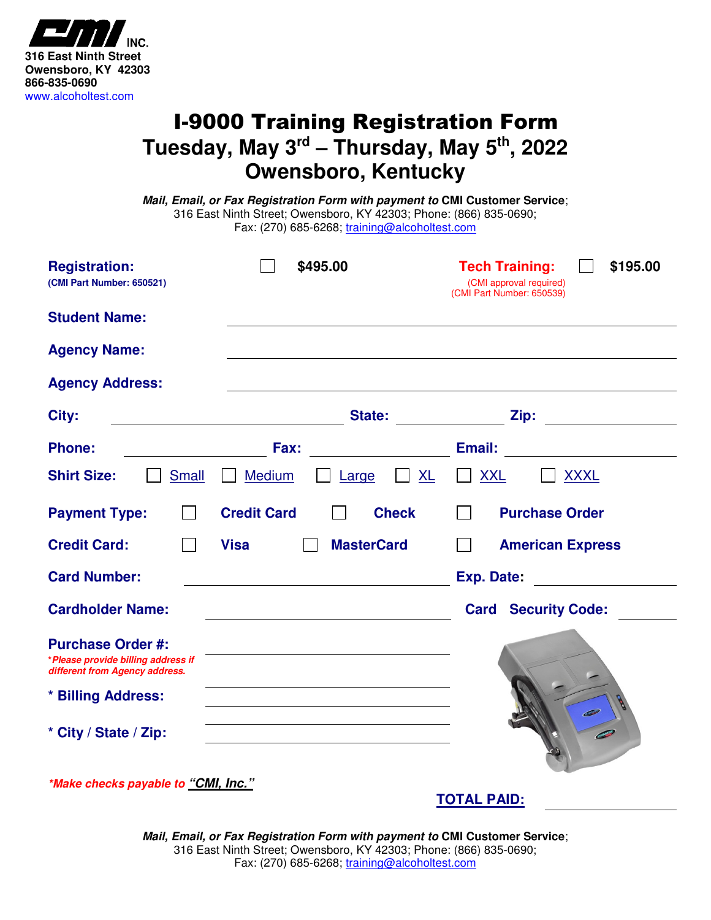**CMI INC.**
**316 East Ninth Street**
**Owensboro, KY 42303**
**866-835-0690**
www.alcoholtest.com

# I-9000 Training Registration Form
## Tuesday, May 3rd – Thursday, May 5th, 2022
## Owensboro, Kentucky

***Mail, Email, or Fax Registration Form with payment to* CMI Customer Service**;
316 East Ninth Street; Owensboro, KY 42303; Phone: (866) 835-0690;
Fax: (270) 685-6268; training@alcoholtest.com

**Registration:** ☐ **$495.00**
**(CMI Part Number: 650521)**

**Tech Training:** ☐ **$195.00**
(CMI approval required)
(CMI Part Number: 650539)

**Student Name:** ______________________________

**Agency Name:** ______________________________

**Agency Address:** ______________________________

**City:** ______________ **State:** __________ **Zip:** __________

**Phone:** ______________ **Fax:** ______________ **Email:** ______________

**Shirt Size:** ☐ Small ☐ Medium ☐ Large ☐ XL ☐ XXL ☐ XXXL

**Payment Type:** ☐ **Credit Card** ☐ **Check** ☐ **Purchase Order**

**Credit Card:** ☐ **Visa** ☐ **MasterCard** ☐ **American Express**

**Card Number:** ______________ **Exp. Date:** __________

**Cardholder Name:** ______________ **Card Security Code:** ______

**Purchase Order #:** ______________
****Please provide billing address if different from Agency address.***

**\* Billing Address:** ______________

**\* City / State / Zip:** ______________

***\*Make checks payable to "CMI, Inc."***

**TOTAL PAID:** __________

***Mail, Email, or Fax Registration Form with payment to* CMI Customer Service**;
316 East Ninth Street; Owensboro, KY 42303; Phone: (866) 835-0690;
Fax: (270) 685-6268; training@alcoholtest.com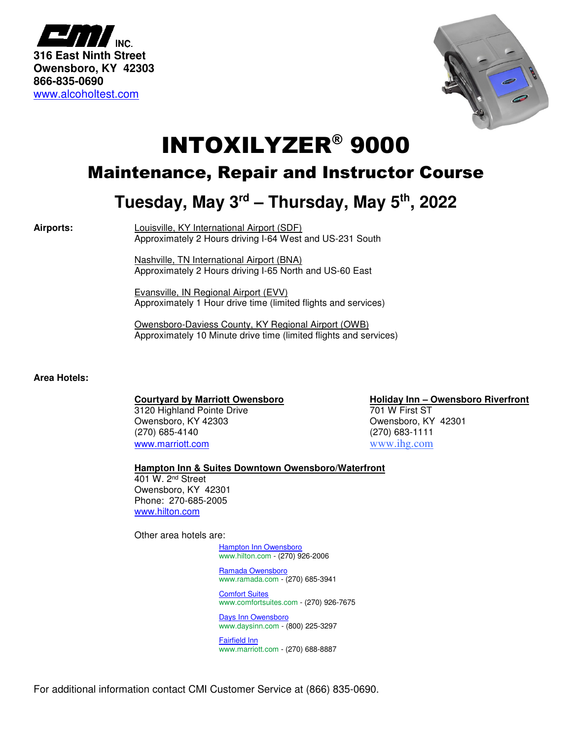CMI INC.
**316 East Ninth Street**
**Owensboro, KY 42303**
**866-835-0690**
www.alcoholtest.com

# INTOXILYZER® 9000

## Maintenance, Repair and Instructor Course

## Tuesday, May 3rd – Thursday, May 5th, 2022

**Airports:**

Louisville, KY International Airport (SDF)
Approximately 2 Hours driving I-64 West and US-231 South

Nashville, TN International Airport (BNA)
Approximately 2 Hours driving I-65 North and US-60 East

Evansville, IN Regional Airport (EVV)
Approximately 1 Hour drive time (limited flights and services)

Owensboro-Daviess County, KY Regional Airport (OWB)
Approximately 10 Minute drive time (limited flights and services)

**Area Hotels:**

**Courtyard by Marriott Owensboro**
3120 Highland Pointe Drive
Owensboro, KY 42303
(270) 685-4140
www.marriott.com

**Holiday Inn – Owensboro Riverfront**
701 W First ST
Owensboro, KY 42301
(270) 683-1111
www.ihg.com

**Hampton Inn & Suites Downtown Owensboro/Waterfront**
401 W. 2nd Street
Owensboro, KY 42301
Phone: 270-685-2005
www.hilton.com

Other area hotels are:

Hampton Inn Owensboro
www.hilton.com - (270) 926-2006

Ramada Owensboro
www.ramada.com - (270) 685-3941

Comfort Suites
www.comfortsuites.com - (270) 926-7675

Days Inn Owensboro
www.daysinn.com - (800) 225-3297

Fairfield Inn
www.marriott.com - (270) 688-8887

For additional information contact CMI Customer Service at (866) 835-0690.